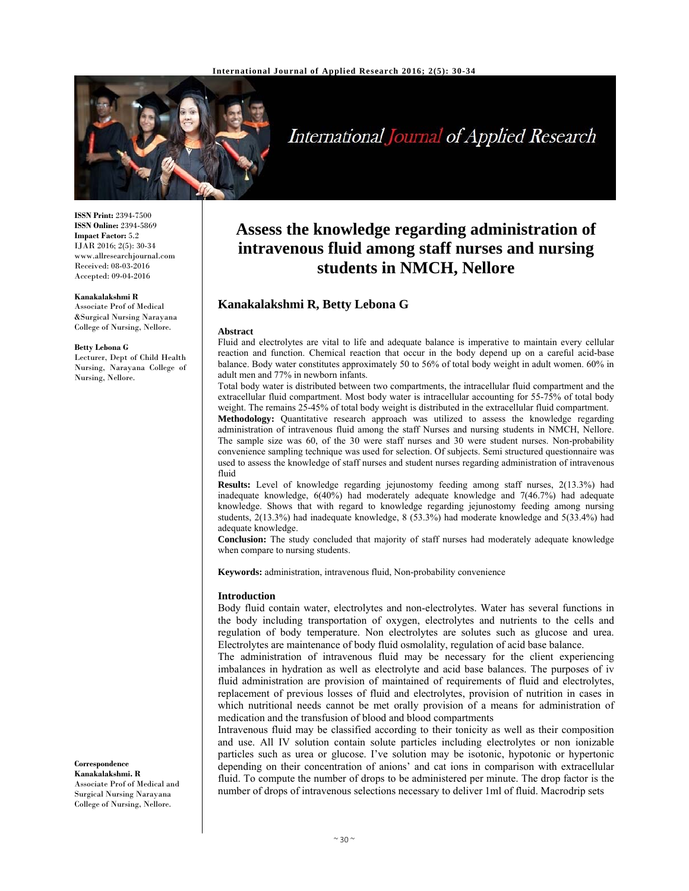ISSN Print: 2394-7500
ISSN Online: 2394-5869
Impact Factor: 5.2
IJAR 2016; 2(5): 30-34
www.allresearchjournal.com
Received: 08-03-2016
Accepted: 09-04-2016

**Kanakalakshmi R**
Associate Prof of Medical &Surgical Nursing Narayana College of Nursing, Nellore.

**Betty Lebona G**
Lecturer, Dept of Child Health Nursing, Narayana College of Nursing, Nellore.

**Correspondence**
**Kanakalakshmi. R**
Associate Prof of Medical and Surgical Nursing Narayana College of Nursing, Nellore.

# Assess the knowledge regarding administration of intravenous fluid among staff nurses and nursing students in NMCH, Nellore

## Kanakalakshmi R, Betty Lebona G

### Abstract

Fluid and electrolytes are vital to life and adequate balance is imperative to maintain every cellular reaction and function. Chemical reaction that occur in the body depend up on a careful acid-base balance. Body water constitutes approximately 50 to 56% of total body weight in adult women. 60% in adult men and 77% in newborn infants.

Total body water is distributed between two compartments, the intracellular fluid compartment and the extracellular fluid compartment. Most body water is intracellular accounting for 55-75% of total body weight. The remains 25-45% of total body weight is distributed in the extracellular fluid compartment.

**Methodology:** Quantitative research approach was utilized to assess the knowledge regarding administration of intravenous fluid among the staff Nurses and nursing students in NMCH, Nellore. The sample size was 60, of the 30 were staff nurses and 30 were student nurses. Non-probability convenience sampling technique was used for selection. Of subjects. Semi structured questionnaire was used to assess the knowledge of staff nurses and student nurses regarding administration of intravenous fluid

**Results:** Level of knowledge regarding jejunostomy feeding among staff nurses, 2(13.3%) had inadequate knowledge, 6(40%) had moderately adequate knowledge and 7(46.7%) had adequate knowledge. Shows that with regard to knowledge regarding jejunostomy feeding among nursing students, 2(13.3%) had inadequate knowledge, 8 (53.3%) had moderate knowledge and 5(33.4%) had adequate knowledge.

**Conclusion:** The study concluded that majority of staff nurses had moderately adequate knowledge when compare to nursing students.

**Keywords:** administration, intravenous fluid, Non-probability convenience

### Introduction

Body fluid contain water, electrolytes and non-electrolytes. Water has several functions in the body including transportation of oxygen, electrolytes and nutrients to the cells and regulation of body temperature. Non electrolytes are solutes such as glucose and urea. Electrolytes are maintenance of body fluid osmolality, regulation of acid base balance.

The administration of intravenous fluid may be necessary for the client experiencing imbalances in hydration as well as electrolyte and acid base balances. The purposes of iv fluid administration are provision of maintained of requirements of fluid and electrolytes, replacement of previous losses of fluid and electrolytes, provision of nutrition in cases in which nutritional needs cannot be met orally provision of a means for administration of medication and the transfusion of blood and blood compartments

Intravenous fluid may be classified according to their tonicity as well as their composition and use. All IV solution contain solute particles including electrolytes or non ionizable particles such as urea or glucose. I've solution may be isotonic, hypotonic or hypertonic depending on their concentration of anions' and cat ions in comparison with extracellular fluid. To compute the number of drops to be administered per minute. The drop factor is the number of drops of intravenous selections necessary to deliver 1ml of fluid. Macrodrip sets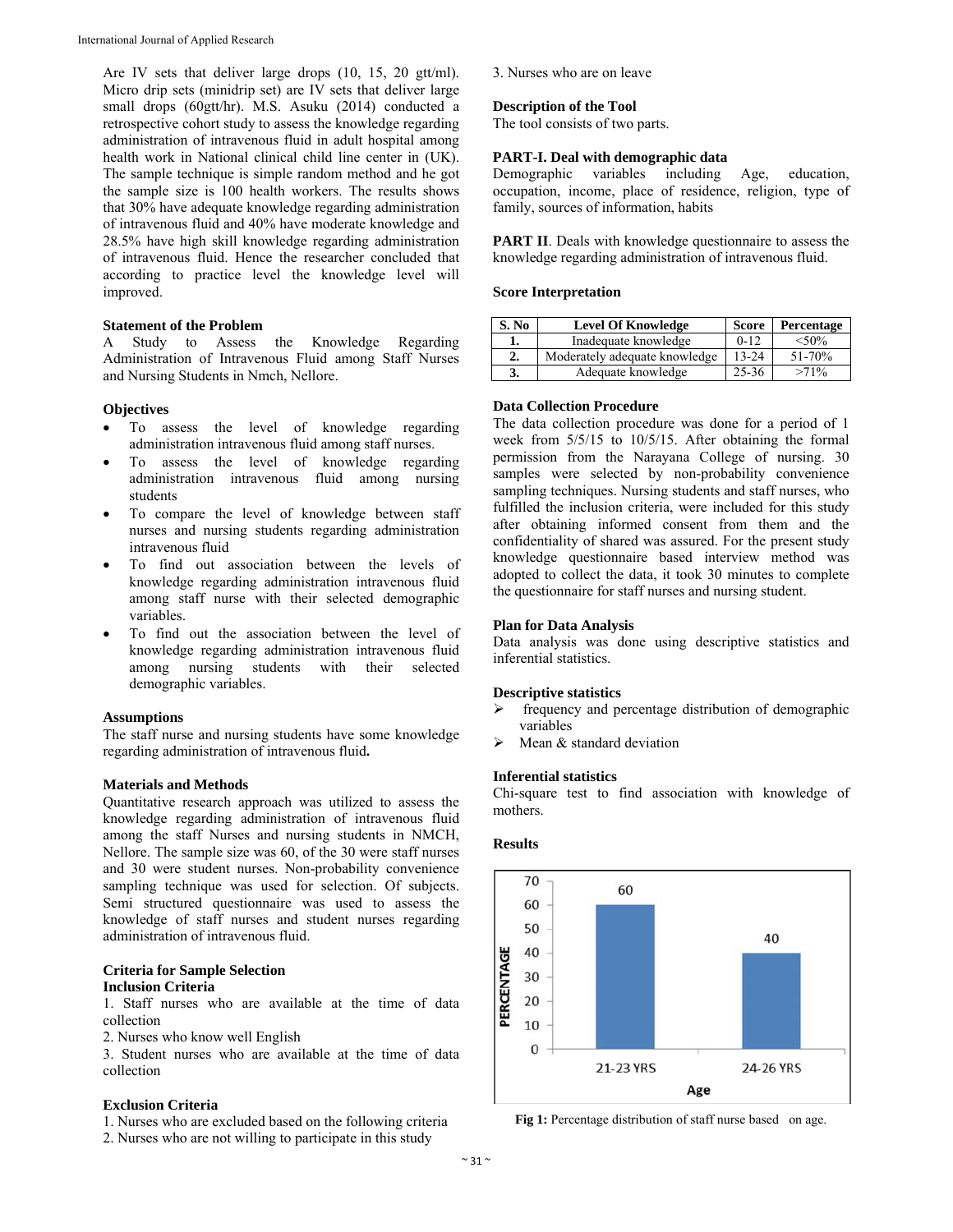Are IV sets that deliver large drops (10, 15, 20 gtt/ml). Micro drip sets (minidrip set) are IV sets that deliver large small drops (60gtt/hr). M.S. Asuku (2014) conducted a retrospective cohort study to assess the knowledge regarding administration of intravenous fluid in adult hospital among health work in National clinical child line center in (UK). The sample technique is simple random method and he got the sample size is 100 health workers. The results shows that 30% have adequate knowledge regarding administration of intravenous fluid and 40% have moderate knowledge and 28.5% have high skill knowledge regarding administration of intravenous fluid. Hence the researcher concluded that according to practice level the knowledge level will improved.

### Statement of the Problem

A Study to Assess the Knowledge Regarding Administration of Intravenous Fluid among Staff Nurses and Nursing Students in Nmch, Nellore.

### Objectives

- To assess the level of knowledge regarding administration intravenous fluid among staff nurses.
- To assess the level of knowledge regarding administration intravenous fluid among nursing students
- To compare the level of knowledge between staff nurses and nursing students regarding administration intravenous fluid
- To find out association between the levels of knowledge regarding administration intravenous fluid among staff nurse with their selected demographic variables.
- To find out the association between the level of knowledge regarding administration intravenous fluid among nursing students with their selected demographic variables.

### Assumptions

The staff nurse and nursing students have some knowledge regarding administration of intravenous fluid**.**

### Materials and Methods

Quantitative research approach was utilized to assess the knowledge regarding administration of intravenous fluid among the staff Nurses and nursing students in NMCH, Nellore. The sample size was 60, of the 30 were staff nurses and 30 were student nurses. Non-probability convenience sampling technique was used for selection. Of subjects. Semi structured questionnaire was used to assess the knowledge of staff nurses and student nurses regarding administration of intravenous fluid.

### Criteria for Sample Selection

**Inclusion Criteria**

1. Staff nurses who are available at the time of data collection
2. Nurses who know well English
3. Student nurses who are available at the time of data collection

**Exclusion Criteria**

1. Nurses who are excluded based on the following criteria
2. Nurses who are not willing to participate in this study
3. Nurses who are on leave

### Description of the Tool

The tool consists of two parts.

**PART-I. Deal with demographic data**

Demographic variables including Age, education, occupation, income, place of residence, religion, type of family, sources of information, habits

**PART II**. Deals with knowledge questionnaire to assess the knowledge regarding administration of intravenous fluid.

### Score Interpretation

| S. No | Level Of Knowledge | Score | Percentage |
| --- | --- | --- | --- |
| 1. | Inadequate knowledge | 0-12 | <50% |
| 2. | Moderately adequate knowledge | 13-24 | 51-70% |
| 3. | Adequate knowledge | 25-36 | >71% |

### Data Collection Procedure

The data collection procedure was done for a period of 1 week from 5/5/15 to 10/5/15. After obtaining the formal permission from the Narayana College of nursing. 30 samples were selected by non-probability convenience sampling techniques. Nursing students and staff nurses, who fulfilled the inclusion criteria, were included for this study after obtaining informed consent from them and the confidentiality of shared was assured. For the present study knowledge questionnaire based interview method was adopted to collect the data, it took 30 minutes to complete the questionnaire for staff nurses and nursing student.

### Plan for Data Analysis

Data analysis was done using descriptive statistics and inferential statistics.

**Descriptive statistics**

- frequency and percentage distribution of demographic variables
- Mean & standard deviation

**Inferential statistics**

Chi-square test to find association with knowledge of mothers.

### Results

| Age | Percentage |
| --- | --- |
| 21-23 YRS | 60 |
| 24-26 YRS | 40 |

**Fig 1:** Percentage distribution of staff nurse based on age.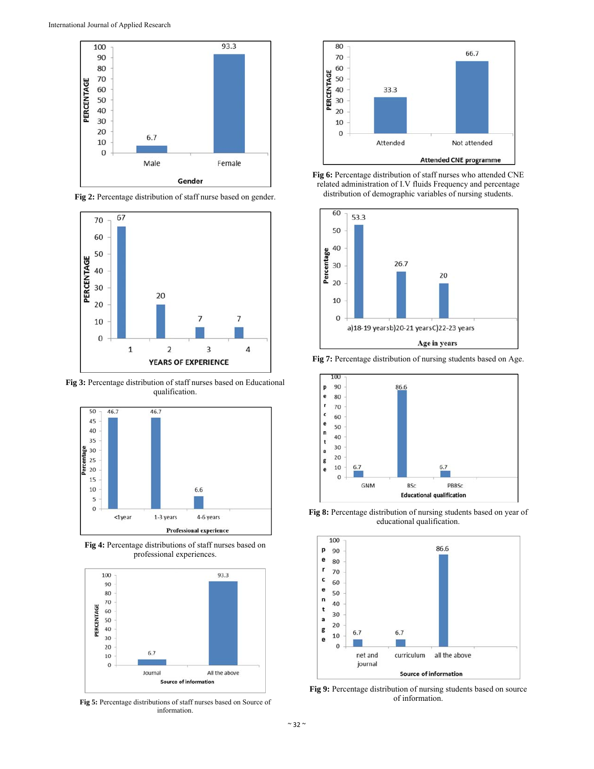Fig 2: Percentage distribution of staff nurse based on gender.

Fig 3: Percentage distribution of staff nurses based on Educational qualification.

Fig 4: Percentage distributions of staff nurses based on professional experiences.

Fig 5: Percentage distributions of staff nurses based on Source of information.

Fig 6: Percentage distribution of staff nurses who attended CNE related administration of I.V fluids Frequency and percentage distribution of demographic variables of nursing students.

Fig 7: Percentage distribution of nursing students based on Age.

Fig 8: Percentage distribution of nursing students based on year of educational qualification.

Fig 9: Percentage distribution of nursing students based on source of information.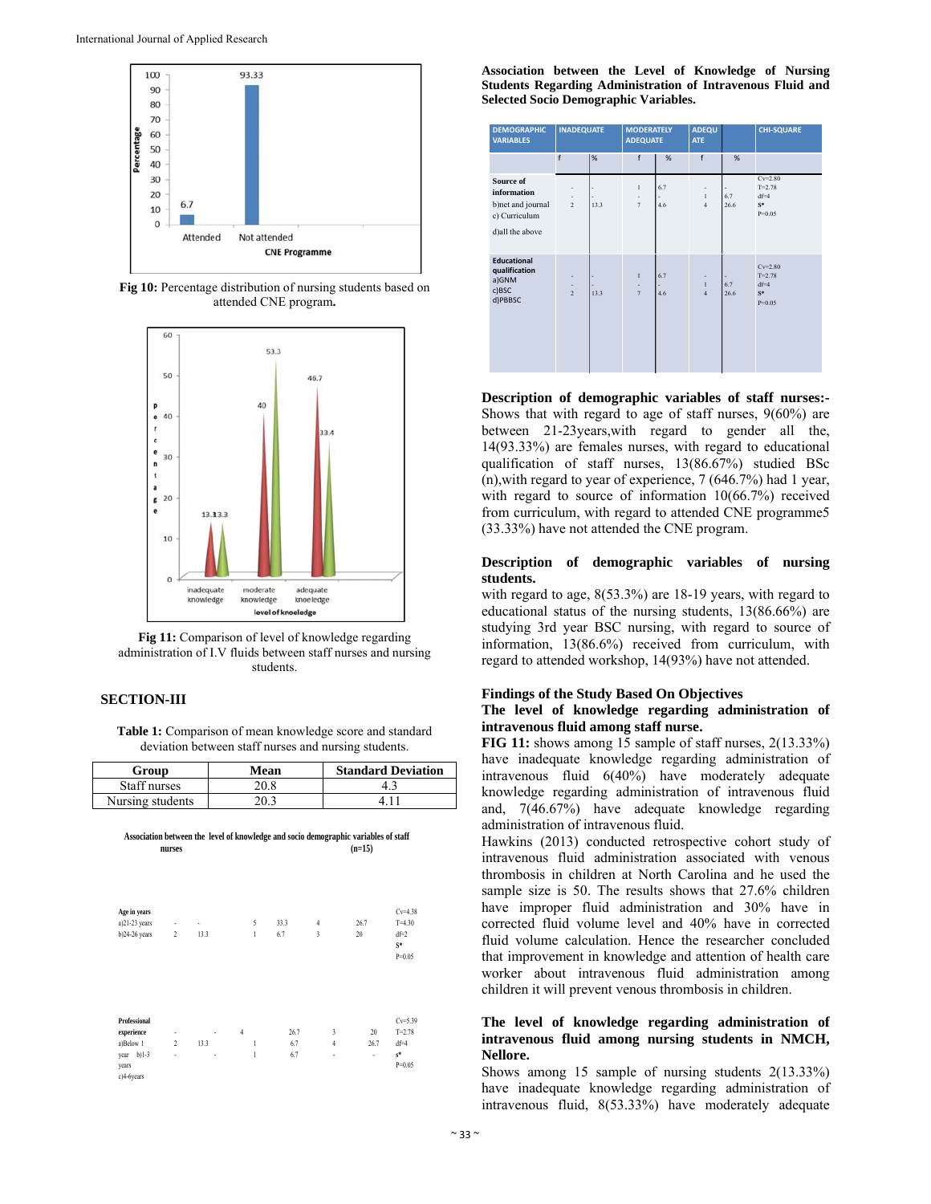Fig 10: Percentage distribution of nursing students based on attended CNE program.

Fig 11: Comparison of level of knowledge regarding administration of I.V fluids between staff nurses and nursing students.

## SECTION-III

**Table 1:** Comparison of mean knowledge score and standard deviation between staff nurses and nursing students.

| Group | Mean | Standard Deviation |
|---|---|---|
| Staff nurses | 20.8 | 4.3 |
| Nursing students | 20.3 | 4.11 |

**Association between the level of knowledge and socio demographic variables of staff nurses (n=15)**

| | | | | | | | |
|---|---|---|---|---|---|---|---|
| **Age in years** | | | | | | | Cv=4.38 |
| a)21-23 years | - | - | 5 | 33.3 | 4 | 26.7 | T=4.30 |
| b)24-26 years | 2 | 13.3 | 1 | 6.7 | 3 | 20 | df=2 |
| | | | | | | | S* |
| | | | | | | | P=0.05 |
| **Professional experience** | - | - | 4 | 26.7 | 3 | 20 | Cv=5.39 |
| a)Below 1 year | 2 | 13.3 | 1 | 6.7 | 4 | 26.7 | T=2.78 |
| b)1-3 years | - | - | 1 | 6.7 | - | - | df=4 |
| c)4-6years | | | | | | | s* |
| | | | | | | | P=0.05 |

**Association between the Level of Knowledge of Nursing Students Regarding Administration of Intravenous Fluid and Selected Socio Demographic Variables.**

| DEMOGRAPHIC VARIABLES | INADEQUATE | | MODERATELY ADEQUATE | | ADEQUATE | | CHI-SQUARE |
|---|---|---|---|---|---|---|---|
| | f | % | f | % | f | % | |
| Source of information | - | - | 1 | 6.7 | - | - | Cv=2.80 |
| b)net and journal | - | - | - | - | 1 | 6.7 | T=2.78 |
| c) Curriculum | 2 | 13.3 | 7 | 4.6 | 4 | 26.6 | df=4 |
| d)all the above | | | | | | | S* P=0.05 |
| Educational qualification | - | - | 1 | 6.7 | - | - | Cv=2.80 |
| a)GNM | - | - | - | - | 1 | 6.7 | T=2.78 |
| c)BSC | 2 | 13.3 | 7 | 4.6 | 4 | 26.6 | df=4 |
| d)PBBSC | | | | | | | S* P=0.05 |

**Description of demographic variables of staff nurses:-** Shows that with regard to age of staff nurses, 9(60%) are between 21-23years,with regard to gender all the, 14(93.33%) are females nurses, with regard to educational qualification of staff nurses, 13(86.67%) studied BSc (n),with regard to year of experience, 7 (646.7%) had 1 year, with regard to source of information 10(66.7%) received from curriculum, with regard to attended CNE programme5 (33.33%) have not attended the CNE program.

**Description of demographic variables of nursing students.**
with regard to age, 8(53.3%) are 18-19 years, with regard to educational status of the nursing students, 13(86.66%) are studying 3rd year BSC nursing, with regard to source of information, 13(86.6%) received from curriculum, with regard to attended workshop, 14(93%) have not attended.

### Findings of the Study Based On Objectives

**The level of knowledge regarding administration of intravenous fluid among staff nurse.**

**FIG 11:** shows among 15 sample of staff nurses, 2(13.33%) have inadequate knowledge regarding administration of intravenous fluid 6(40%) have moderately adequate knowledge regarding administration of intravenous fluid and, 7(46.67%) have adequate knowledge regarding administration of intravenous fluid.

Hawkins (2013) conducted retrospective cohort study of intravenous fluid administration associated with venous thrombosis in children at North Carolina and he used the sample size is 50. The results shows that 27.6% children have improper fluid administration and 30% have in corrected fluid volume level and 40% have in corrected fluid volume calculation. Hence the researcher concluded that improvement in knowledge and attention of health care worker about intravenous fluid administration among children it will prevent venous thrombosis in children.

**The level of knowledge regarding administration of intravenous fluid among nursing students in NMCH, Nellore.**

Shows among 15 sample of nursing students 2(13.33%) have inadequate knowledge regarding administration of intravenous fluid, 8(53.33%) have moderately adequate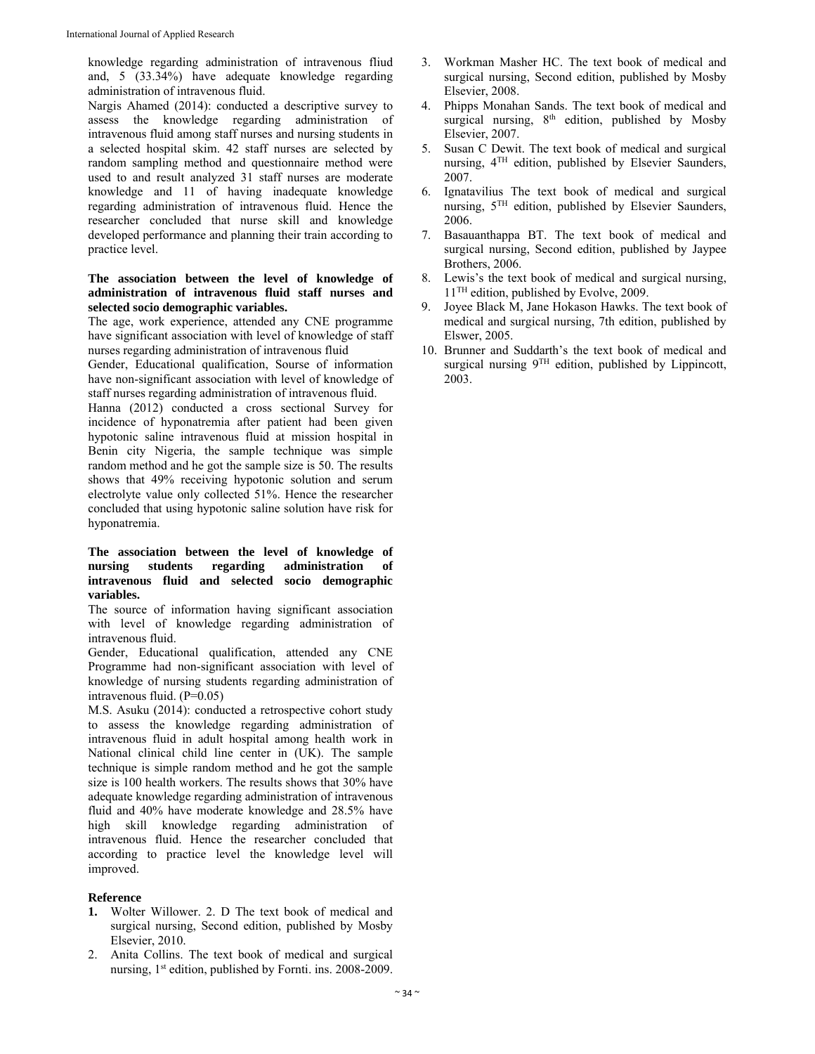knowledge regarding administration of intravenous fliud and, 5 (33.34%) have adequate knowledge regarding administration of intravenous fluid.

Nargis Ahamed (2014): conducted a descriptive survey to assess the knowledge regarding administration of intravenous fluid among staff nurses and nursing students in a selected hospital skim. 42 staff nurses are selected by random sampling method and questionnaire method were used to and result analyzed 31 staff nurses are moderate knowledge and 11 of having inadequate knowledge regarding administration of intravenous fluid. Hence the researcher concluded that nurse skill and knowledge developed performance and planning their train according to practice level.

**The association between the level of knowledge of administration of intravenous fluid staff nurses and selected socio demographic variables.**

The age, work experience, attended any CNE programme have significant association with level of knowledge of staff nurses regarding administration of intravenous fluid

Gender, Educational qualification, Sourse of information have non-significant association with level of knowledge of staff nurses regarding administration of intravenous fluid.

Hanna (2012) conducted a cross sectional Survey for incidence of hyponatremia after patient had been given hypotonic saline intravenous fluid at mission hospital in Benin city Nigeria, the sample technique was simple random method and he got the sample size is 50. The results shows that 49% receiving hypotonic solution and serum electrolyte value only collected 51%. Hence the researcher concluded that using hypotonic saline solution have risk for hyponatremia.

**The association between the level of knowledge of nursing students regarding administration of intravenous fluid and selected socio demographic variables.**

The source of information having significant association with level of knowledge regarding administration of intravenous fluid.

Gender, Educational qualification, attended any CNE Programme had non-significant association with level of knowledge of nursing students regarding administration of intravenous fluid. (P=0.05)

M.S. Asuku (2014): conducted a retrospective cohort study to assess the knowledge regarding administration of intravenous fluid in adult hospital among health work in National clinical child line center in (UK). The sample technique is simple random method and he got the sample size is 100 health workers. The results shows that 30% have adequate knowledge regarding administration of intravenous fluid and 40% have moderate knowledge and 28.5% have high skill knowledge regarding administration of intravenous fluid. Hence the researcher concluded that according to practice level the knowledge level will improved.

**Reference**

1. Wolter Willower. 2. D The text book of medical and surgical nursing, Second edition, published by Mosby Elsevier, 2010.
2. Anita Collins. The text book of medical and surgical nursing, 1st edition, published by Fornti. ins. 2008-2009.
3. Workman Masher HC. The text book of medical and surgical nursing, Second edition, published by Mosby Elsevier, 2008.
4. Phipps Monahan Sands. The text book of medical and surgical nursing, 8th edition, published by Mosby Elsevier, 2007.
5. Susan C Dewit. The text book of medical and surgical nursing, 4TH edition, published by Elsevier Saunders, 2007.
6. Ignatavilius The text book of medical and surgical nursing, 5TH edition, published by Elsevier Saunders, 2006.
7. Basauanthappa BT. The text book of medical and surgical nursing, Second edition, published by Jaypee Brothers, 2006.
8. Lewis's the text book of medical and surgical nursing, 11TH edition, published by Evolve, 2009.
9. Joyee Black M, Jane Hokason Hawks. The text book of medical and surgical nursing, 7th edition, published by Elswer, 2005.
10. Brunner and Suddarth's the text book of medical and surgical nursing 9TH edition, published by Lippincott, 2003.